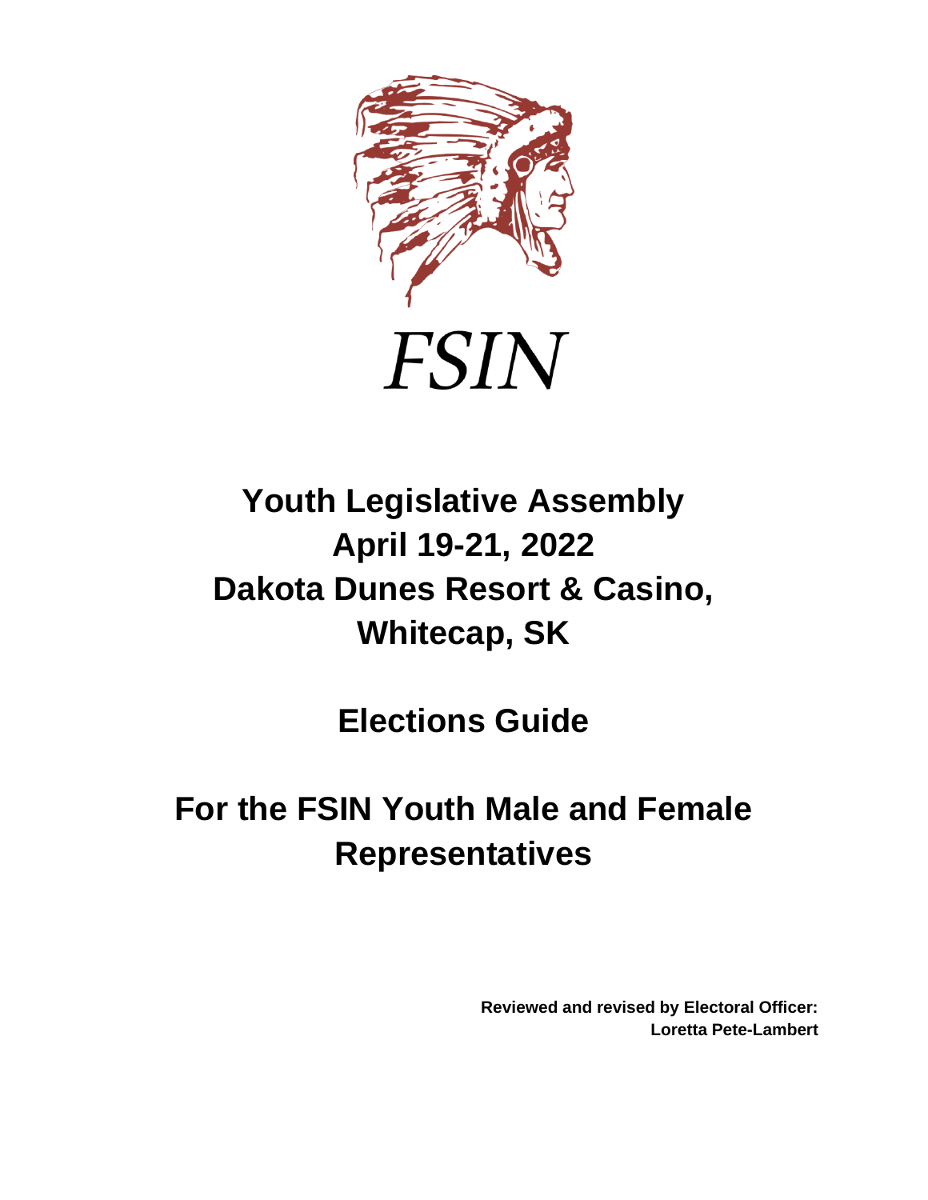FSIN

# Youth Legislative Assembly
# April 19-21, 2022
# Dakota Dunes Resort & Casino, Whitecap, SK

## Elections Guide

## For the FSIN Youth Male and Female Representatives

**Reviewed and revised by Electoral Officer: Loretta Pete-Lambert**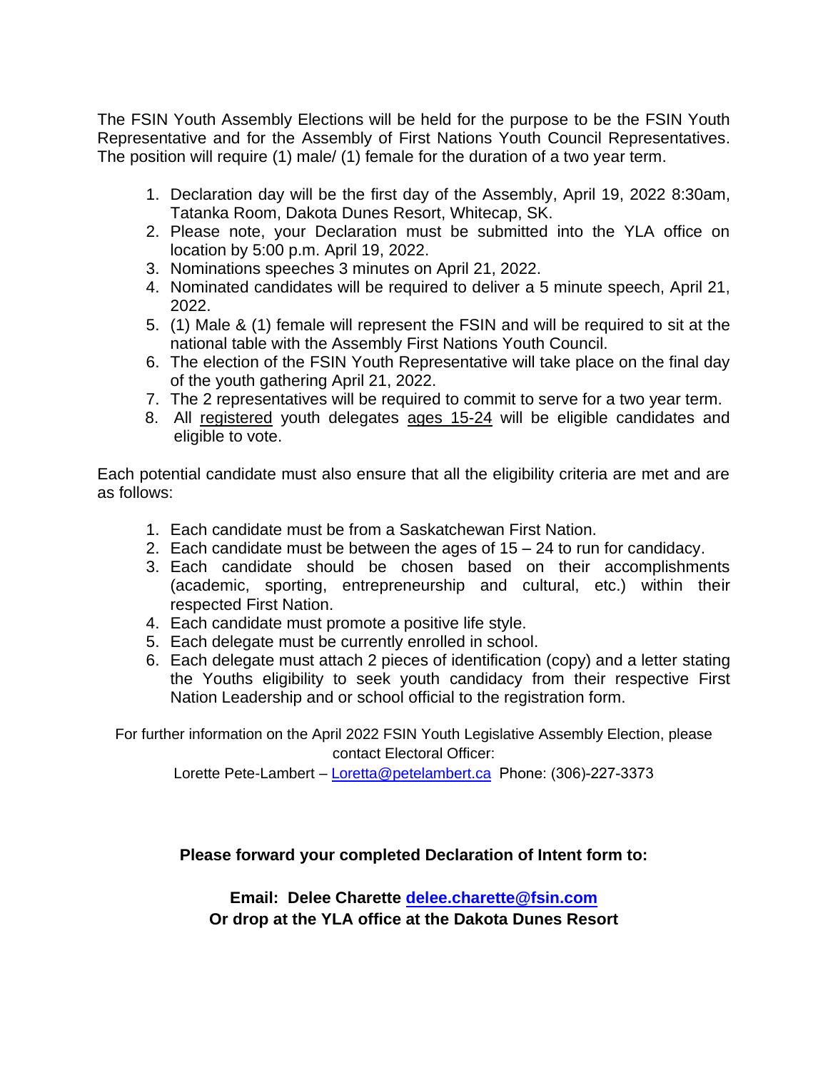The FSIN Youth Assembly Elections will be held for the purpose to be the FSIN Youth Representative and for the Assembly of First Nations Youth Council Representatives. The position will require (1) male/ (1) female for the duration of a two year term.

1. Declaration day will be the first day of the Assembly, April 19, 2022 8:30am, Tatanka Room, Dakota Dunes Resort, Whitecap, SK.
2. Please note, your Declaration must be submitted into the YLA office on location by 5:00 p.m. April 19, 2022.
3. Nominations speeches 3 minutes on April 21, 2022.
4. Nominated candidates will be required to deliver a 5 minute speech, April 21, 2022.
5. (1) Male & (1) female will represent the FSIN and will be required to sit at the national table with the Assembly First Nations Youth Council.
6. The election of the FSIN Youth Representative will take place on the final day of the youth gathering April 21, 2022.
7. The 2 representatives will be required to commit to serve for a two year term.
8. All <u>registered</u> youth delegates <u>ages 15-24</u> will be eligible candidates and eligible to vote.

Each potential candidate must also ensure that all the eligibility criteria are met and are as follows:

1. Each candidate must be from a Saskatchewan First Nation.
2. Each candidate must be between the ages of 15 – 24 to run for candidacy.
3. Each candidate should be chosen based on their accomplishments (academic, sporting, entrepreneurship and cultural, etc.) within their respected First Nation.
4. Each candidate must promote a positive life style.
5. Each delegate must be currently enrolled in school.
6. Each delegate must attach 2 pieces of identification (copy) and a letter stating the Youths eligibility to seek youth candidacy from their respective First Nation Leadership and or school official to the registration form.

For further information on the April 2022 FSIN Youth Legislative Assembly Election, please contact Electoral Officer:

Lorette Pete-Lambert – Loretta@petelambert.ca Phone: (306)-227-3373

**Please forward your completed Declaration of Intent form to:**

**Email: Delee Charette delee.charette@fsin.com**
**Or drop at the YLA office at the Dakota Dunes Resort**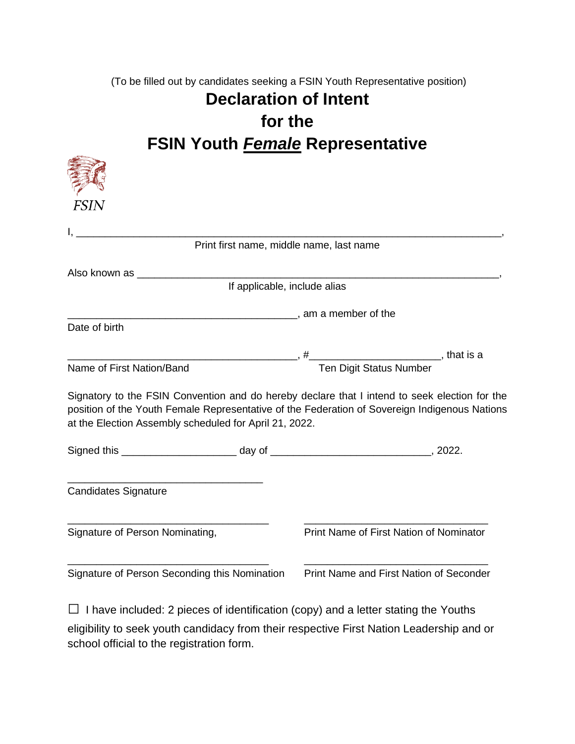(To be filled out by candidates seeking a FSIN Youth Representative position)

# Declaration of Intent
# for the
# FSIN Youth ***Female*** Representative

FSIN

I, ______________________________________________________________________,
Print first name, middle name, last name

Also known as ____________________________________________________________,
If applicable, include alias

__________________________________________, am a member of the
Date of birth

__________________________________________, #______________________, that is a
Name of First Nation/Band                                        Ten Digit Status Number

Signatory to the FSIN Convention and do hereby declare that I intend to seek election for the position of the Youth Female Representative of the Federation of Sovereign Indigenous Nations at the Election Assembly scheduled for April 21, 2022.

Signed this ____________________ day of ____________________________, 2022.

____________________________________
Candidates Signature

____________________________________          ________________________________
Signature of Person Nominating,                           Print Name of First Nation of Nominator

____________________________________          ________________________________
Signature of Person Seconding this Nomination     Print Name and First Nation of Seconder

☐ I have included: 2 pieces of identification (copy) and a letter stating the Youths eligibility to seek youth candidacy from their respective First Nation Leadership and or school official to the registration form.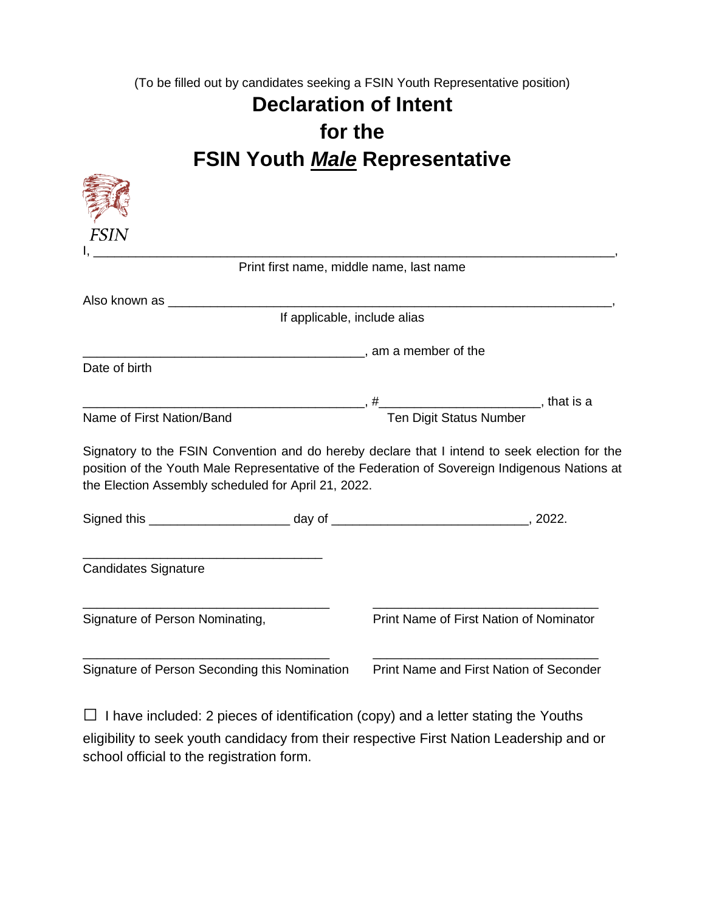(To be filled out by candidates seeking a FSIN Youth Representative position)

# Declaration of Intent
# for the
# FSIN Youth ***Male*** Representative

FSIN

I, \_\_\_\_\_\_\_\_\_\_\_\_\_\_\_\_\_\_\_\_\_\_\_\_\_\_\_\_\_\_\_\_\_\_\_\_\_\_\_\_\_\_\_\_\_\_\_\_\_\_\_\_\_\_\_\_\_\_\_\_\_\_\_\_\_\_\_\_\_\_\_\_,
Print first name, middle name, last name

Also known as \_\_\_\_\_\_\_\_\_\_\_\_\_\_\_\_\_\_\_\_\_\_\_\_\_\_\_\_\_\_\_\_\_\_\_\_\_\_\_\_\_\_\_\_\_\_\_\_\_\_\_\_\_\_\_\_\_\_\_\_\_,
If applicable, include alias

\_\_\_\_\_\_\_\_\_\_\_\_\_\_\_\_\_\_\_\_\_\_\_\_\_\_\_\_\_\_\_\_\_\_\_\_\_\_\_\_\_\_, am a member of the
Date of birth

\_\_\_\_\_\_\_\_\_\_\_\_\_\_\_\_\_\_\_\_\_\_\_\_\_\_\_\_\_\_\_\_\_\_\_\_\_\_\_\_\_\_, #\_\_\_\_\_\_\_\_\_\_\_\_\_\_\_\_\_\_\_\_\_\_\_\_, that is a
Name of First Nation/Band Ten Digit Status Number

Signatory to the FSIN Convention and do hereby declare that I intend to seek election for the position of the Youth Male Representative of the Federation of Sovereign Indigenous Nations at the Election Assembly scheduled for April 21, 2022.

Signed this \_\_\_\_\_\_\_\_\_\_\_\_\_\_\_\_\_\_\_\_ day of \_\_\_\_\_\_\_\_\_\_\_\_\_\_\_\_\_\_\_\_\_\_\_\_\_\_\_\_, 2022.

\_\_\_\_\_\_\_\_\_\_\_\_\_\_\_\_\_\_\_\_\_\_\_\_\_\_\_\_\_\_\_\_\_\_\_\_
Candidates Signature

\_\_\_\_\_\_\_\_\_\_\_\_\_\_\_\_\_\_\_\_\_\_\_\_\_\_\_\_\_\_\_\_\_\_\_\_ \_\_\_\_\_\_\_\_\_\_\_\_\_\_\_\_\_\_\_\_\_\_\_\_\_\_\_\_\_\_\_\_\_\_
Signature of Person Nominating, Print Name of First Nation of Nominator

\_\_\_\_\_\_\_\_\_\_\_\_\_\_\_\_\_\_\_\_\_\_\_\_\_\_\_\_\_\_\_\_\_\_\_\_ \_\_\_\_\_\_\_\_\_\_\_\_\_\_\_\_\_\_\_\_\_\_\_\_\_\_\_\_\_\_\_\_\_\_
Signature of Person Seconding this Nomination Print Name and First Nation of Seconder

☐ I have included: 2 pieces of identification (copy) and a letter stating the Youths eligibility to seek youth candidacy from their respective First Nation Leadership and or school official to the registration form.